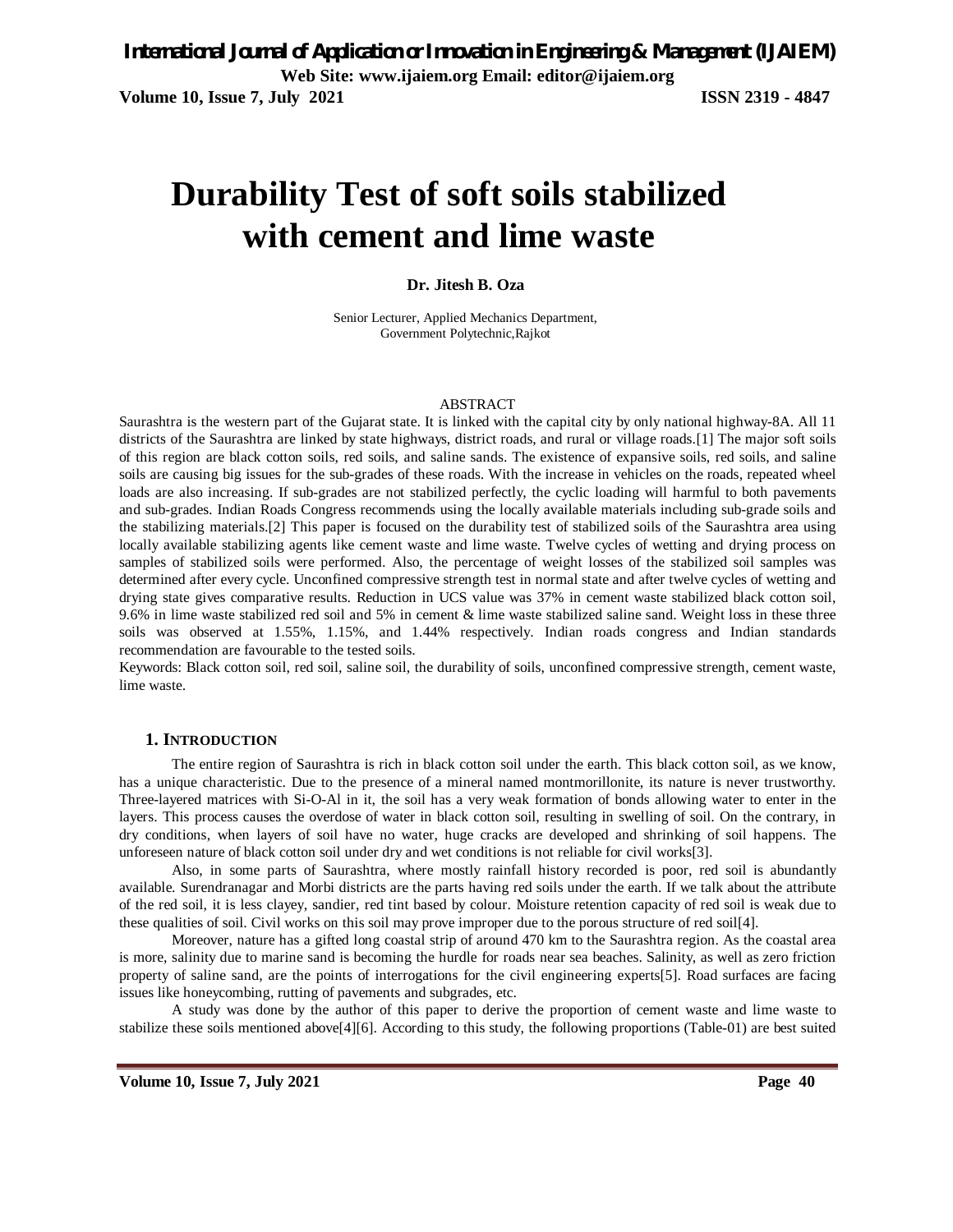# Durability Test of soft soils stabilized with cement and lime waste

**Dr. Jitesh B. Oza**

Senior Lecturer, Applied Mechanics Department,
Government Polytechnic,Rajkot

## ABSTRACT

Saurashtra is the western part of the Gujarat state. It is linked with the capital city by only national highway-8A. All 11 districts of the Saurashtra are linked by state highways, district roads, and rural or village roads.[1] The major soft soils of this region are black cotton soils, red soils, and saline sands. The existence of expansive soils, red soils, and saline soils are causing big issues for the sub-grades of these roads. With the increase in vehicles on the roads, repeated wheel loads are also increasing. If sub-grades are not stabilized perfectly, the cyclic loading will harmful to both pavements and sub-grades. Indian Roads Congress recommends using the locally available materials including sub-grade soils and the stabilizing materials.[2] This paper is focused on the durability test of stabilized soils of the Saurashtra area using locally available stabilizing agents like cement waste and lime waste. Twelve cycles of wetting and drying process on samples of stabilized soils were performed. Also, the percentage of weight losses of the stabilized soil samples was determined after every cycle. Unconfined compressive strength test in normal state and after twelve cycles of wetting and drying state gives comparative results. Reduction in UCS value was 37% in cement waste stabilized black cotton soil, 9.6% in lime waste stabilized red soil and 5% in cement & lime waste stabilized saline sand. Weight loss in these three soils was observed at 1.55%, 1.15%, and 1.44% respectively. Indian roads congress and Indian standards recommendation are favourable to the tested soils.

Keywords: Black cotton soil, red soil, saline soil, the durability of soils, unconfined compressive strength, cement waste, lime waste.

## 1. INTRODUCTION

The entire region of Saurashtra is rich in black cotton soil under the earth. This black cotton soil, as we know, has a unique characteristic. Due to the presence of a mineral named montmorillonite, its nature is never trustworthy. Three-layered matrices with Si-O-Al in it, the soil has a very weak formation of bonds allowing water to enter in the layers. This process causes the overdose of water in black cotton soil, resulting in swelling of soil. On the contrary, in dry conditions, when layers of soil have no water, huge cracks are developed and shrinking of soil happens. The unforeseen nature of black cotton soil under dry and wet conditions is not reliable for civil works[3].

Also, in some parts of Saurashtra, where mostly rainfall history recorded is poor, red soil is abundantly available. Surendranagar and Morbi districts are the parts having red soils under the earth. If we talk about the attribute of the red soil, it is less clayey, sandier, red tint based by colour. Moisture retention capacity of red soil is weak due to these qualities of soil. Civil works on this soil may prove improper due to the porous structure of red soil[4].

Moreover, nature has a gifted long coastal strip of around 470 km to the Saurashtra region. As the coastal area is more, salinity due to marine sand is becoming the hurdle for roads near sea beaches. Salinity, as well as zero friction property of saline sand, are the points of interrogations for the civil engineering experts[5]. Road surfaces are facing issues like honeycombing, rutting of pavements and subgrades, etc.

A study was done by the author of this paper to derive the proportion of cement waste and lime waste to stabilize these soils mentioned above[4][6]. According to this study, the following proportions (Table-01) are best suited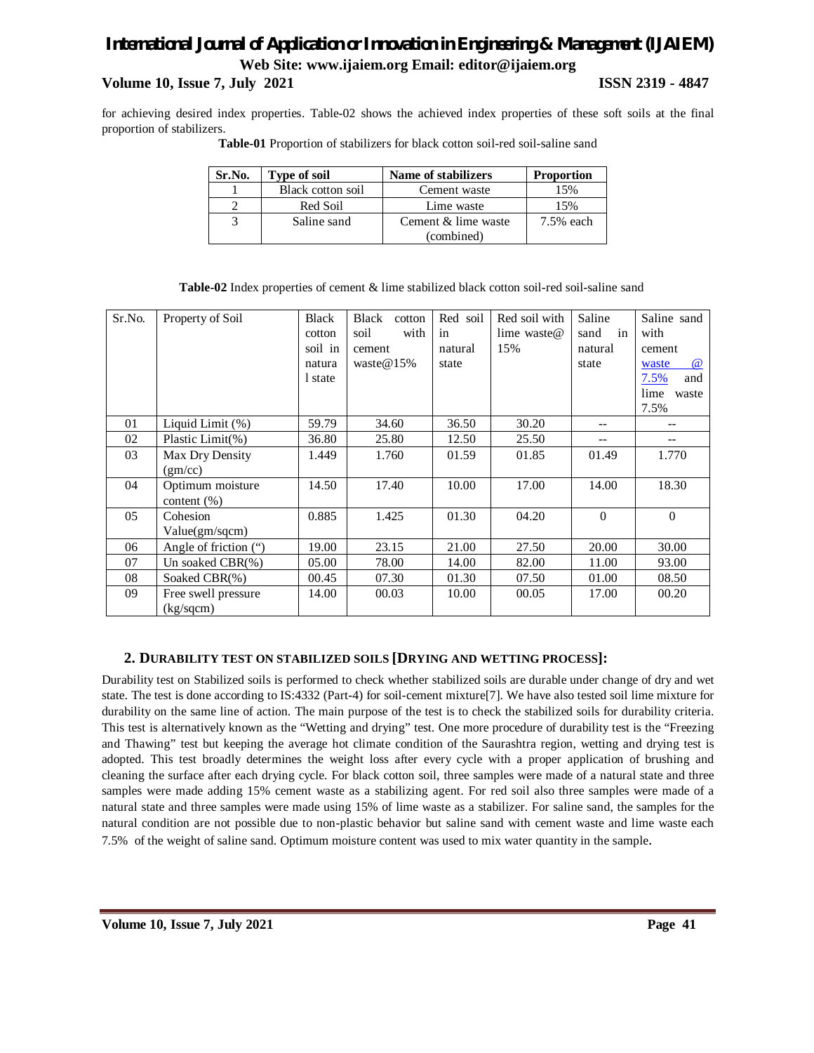for achieving desired index properties. Table-02 shows the achieved index properties of these soft soils at the final proportion of stabilizers.

**Table-01** Proportion of stabilizers for black cotton soil-red soil-saline sand

| Sr.No. | Type of soil | Name of stabilizers | Proportion |
|---|---|---|---|
| 1 | Black cotton soil | Cement waste | 15% |
| 2 | Red Soil | Lime waste | 15% |
| 3 | Saline sand | Cement & lime waste (combined) | 7.5% each |

**Table-02** Index properties of cement & lime stabilized black cotton soil-red soil-saline sand

| Sr.No. | Property of Soil | Black cotton soil in natural state | Black cotton soil with cement waste@15% | Red soil in natural state | Red soil with lime waste@ 15% | Saline sand in natural state | Saline sand with cement waste @ 7.5% and lime waste 7.5% |
|---|---|---|---|---|---|---|---|
| 01 | Liquid Limit (%) | 59.79 | 34.60 | 36.50 | 30.20 | -- | -- |
| 02 | Plastic Limit(%) | 36.80 | 25.80 | 12.50 | 25.50 | -- | -- |
| 03 | Max Dry Density (gm/cc) | 1.449 | 1.760 | 01.59 | 01.85 | 01.49 | 1.770 |
| 04 | Optimum moisture content (%) | 14.50 | 17.40 | 10.00 | 17.00 | 14.00 | 18.30 |
| 05 | Cohesion Value(gm/sqcm) | 0.885 | 1.425 | 01.30 | 04.20 | 0 | 0 |
| 06 | Angle of friction (") | 19.00 | 23.15 | 21.00 | 27.50 | 20.00 | 30.00 |
| 07 | Un soaked CBR(%) | 05.00 | 78.00 | 14.00 | 82.00 | 11.00 | 93.00 |
| 08 | Soaked CBR(%) | 00.45 | 07.30 | 01.30 | 07.50 | 01.00 | 08.50 |
| 09 | Free swell pressure (kg/sqcm) | 14.00 | 00.03 | 10.00 | 00.05 | 17.00 | 00.20 |

## 2. Durability test on stabilized soils [Drying and wetting process]:

Durability test on Stabilized soils is performed to check whether stabilized soils are durable under change of dry and wet state. The test is done according to IS:4332 (Part-4) for soil-cement mixture[7]. We have also tested soil lime mixture for durability on the same line of action. The main purpose of the test is to check the stabilized soils for durability criteria. This test is alternatively known as the "Wetting and drying" test. One more procedure of durability test is the "Freezing and Thawing" test but keeping the average hot climate condition of the Saurashtra region, wetting and drying test is adopted. This test broadly determines the weight loss after every cycle with a proper application of brushing and cleaning the surface after each drying cycle. For black cotton soil, three samples were made of a natural state and three samples were made adding 15% cement waste as a stabilizing agent. For red soil also three samples were made of a natural state and three samples were made using 15% of lime waste as a stabilizer. For saline sand, the samples for the natural condition are not possible due to non-plastic behavior but saline sand with cement waste and lime waste each 7.5% of the weight of saline sand. Optimum moisture content was used to mix water quantity in the sample.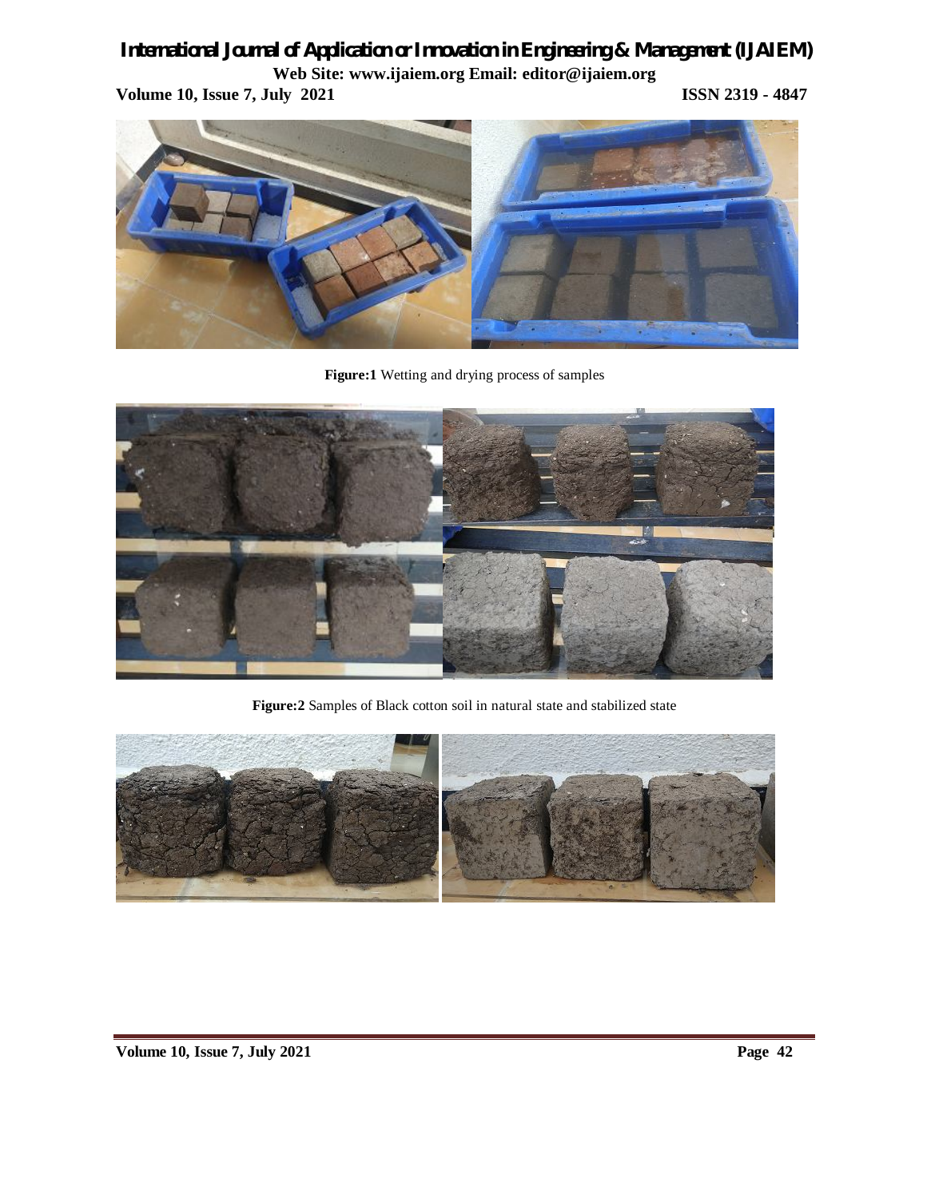**Figure:1** Wetting and drying process of samples

**Figure:2** Samples of Black cotton soil in natural state and stabilized state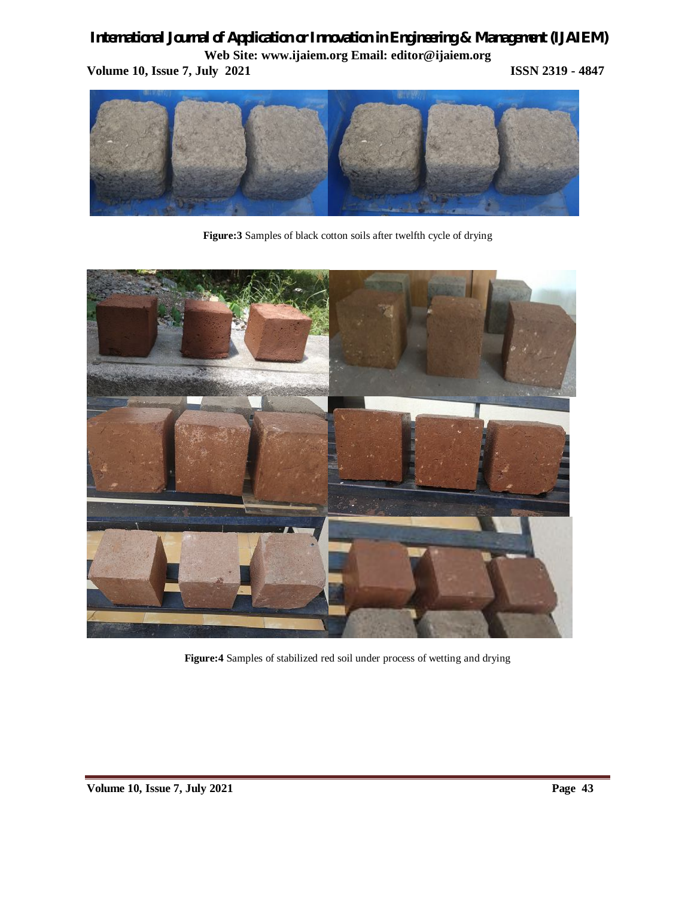**Figure:3** Samples of black cotton soils after twelfth cycle of drying

**Figure:4** Samples of stabilized red soil under process of wetting and drying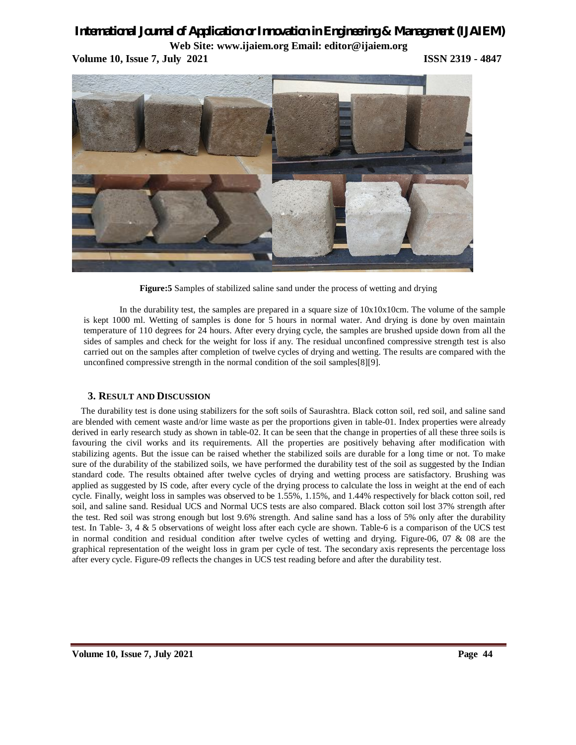**Figure:5** Samples of stabilized saline sand under the process of wetting and drying

In the durability test, the samples are prepared in a square size of 10x10x10cm. The volume of the sample is kept 1000 ml. Wetting of samples is done for 5 hours in normal water. And drying is done by oven maintain temperature of 110 degrees for 24 hours. After every drying cycle, the samples are brushed upside down from all the sides of samples and check for the weight for loss if any. The residual unconfined compressive strength test is also carried out on the samples after completion of twelve cycles of drying and wetting. The results are compared with the unconfined compressive strength in the normal condition of the soil samples[8][9].

## 3. RESULT AND DISCUSSION

The durability test is done using stabilizers for the soft soils of Saurashtra. Black cotton soil, red soil, and saline sand are blended with cement waste and/or lime waste as per the proportions given in table-01. Index properties were already derived in early research study as shown in table-02. It can be seen that the change in properties of all these three soils is favouring the civil works and its requirements. All the properties are positively behaving after modification with stabilizing agents. But the issue can be raised whether the stabilized soils are durable for a long time or not. To make sure of the durability of the stabilized soils, we have performed the durability test of the soil as suggested by the Indian standard code. The results obtained after twelve cycles of drying and wetting process are satisfactory. Brushing was applied as suggested by IS code, after every cycle of the drying process to calculate the loss in weight at the end of each cycle. Finally, weight loss in samples was observed to be 1.55%, 1.15%, and 1.44% respectively for black cotton soil, red soil, and saline sand. Residual UCS and Normal UCS tests are also compared. Black cotton soil lost 37% strength after the test. Red soil was strong enough but lost 9.6% strength. And saline sand has a loss of 5% only after the durability test. In Table- 3, 4 & 5 observations of weight loss after each cycle are shown. Table-6 is a comparison of the UCS test in normal condition and residual condition after twelve cycles of wetting and drying. Figure-06, 07 & 08 are the graphical representation of the weight loss in gram per cycle of test. The secondary axis represents the percentage loss after every cycle. Figure-09 reflects the changes in UCS test reading before and after the durability test.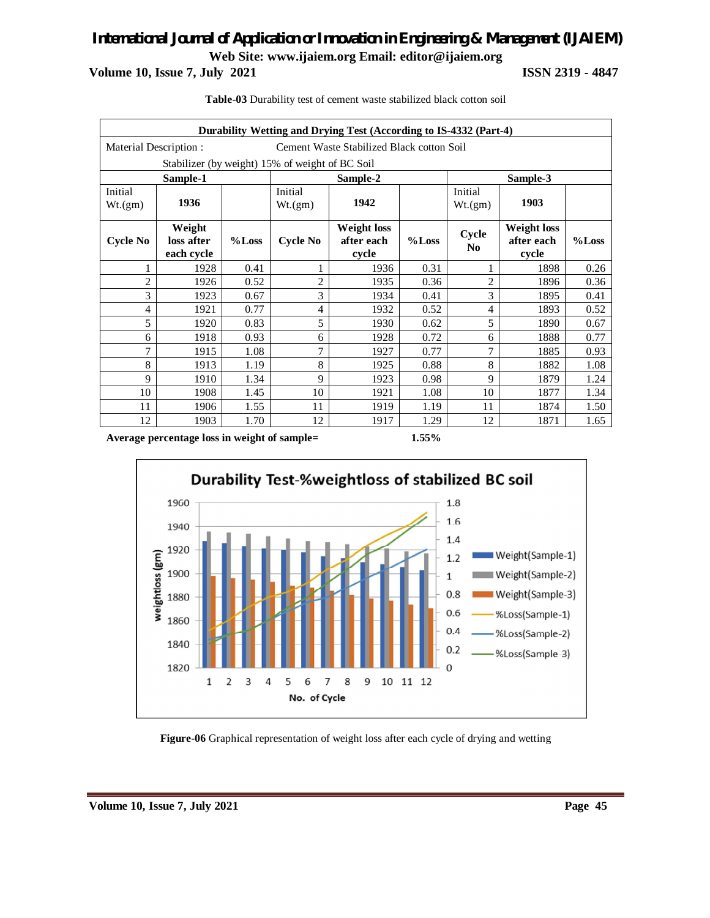**Table-03** Durability test of cement waste stabilized black cotton soil

| Durability Wetting and Drying Test (According to IS-4332 (Part-4)) | | | | | | | | |
|---|---|---|---|---|---|---|---|---|
| Material Description : | | | Cement Waste Stabilized Black cotton Soil | | | | | |
| Stabilizer (by weight) 15% of weight of BC Soil | | | | | | | | |
| **Sample-1** | | | **Sample-2** | | | **Sample-3** | | |
| Initial Wt.(gm) | **1936** | | Initial Wt.(gm) | **1942** | | Initial Wt.(gm) | **1903** | |
| **Cycle No** | **Weight loss after each cycle** | **%Loss** | **Cycle No** | **Weight loss after each cycle** | **%Loss** | **Cycle No** | **Weight loss after each cycle** | **%Loss** |
| 1 | 1928 | 0.41 | 1 | 1936 | 0.31 | 1 | 1898 | 0.26 |
| 2 | 1926 | 0.52 | 2 | 1935 | 0.36 | 2 | 1896 | 0.36 |
| 3 | 1923 | 0.67 | 3 | 1934 | 0.41 | 3 | 1895 | 0.41 |
| 4 | 1921 | 0.77 | 4 | 1932 | 0.52 | 4 | 1893 | 0.52 |
| 5 | 1920 | 0.83 | 5 | 1930 | 0.62 | 5 | 1890 | 0.67 |
| 6 | 1918 | 0.93 | 6 | 1928 | 0.72 | 6 | 1888 | 0.77 |
| 7 | 1915 | 1.08 | 7 | 1927 | 0.77 | 7 | 1885 | 0.93 |
| 8 | 1913 | 1.19 | 8 | 1925 | 0.88 | 8 | 1882 | 1.08 |
| 9 | 1910 | 1.34 | 9 | 1923 | 0.98 | 9 | 1879 | 1.24 |
| 10 | 1908 | 1.45 | 10 | 1921 | 1.08 | 10 | 1877 | 1.34 |
| 11 | 1906 | 1.55 | 11 | 1919 | 1.19 | 11 | 1874 | 1.50 |
| 12 | 1903 | 1.70 | 12 | 1917 | 1.29 | 12 | 1871 | 1.65 |

**Average percentage loss in weight of sample= 1.55%**

**Figure-06** Graphical representation of weight loss after each cycle of drying and wetting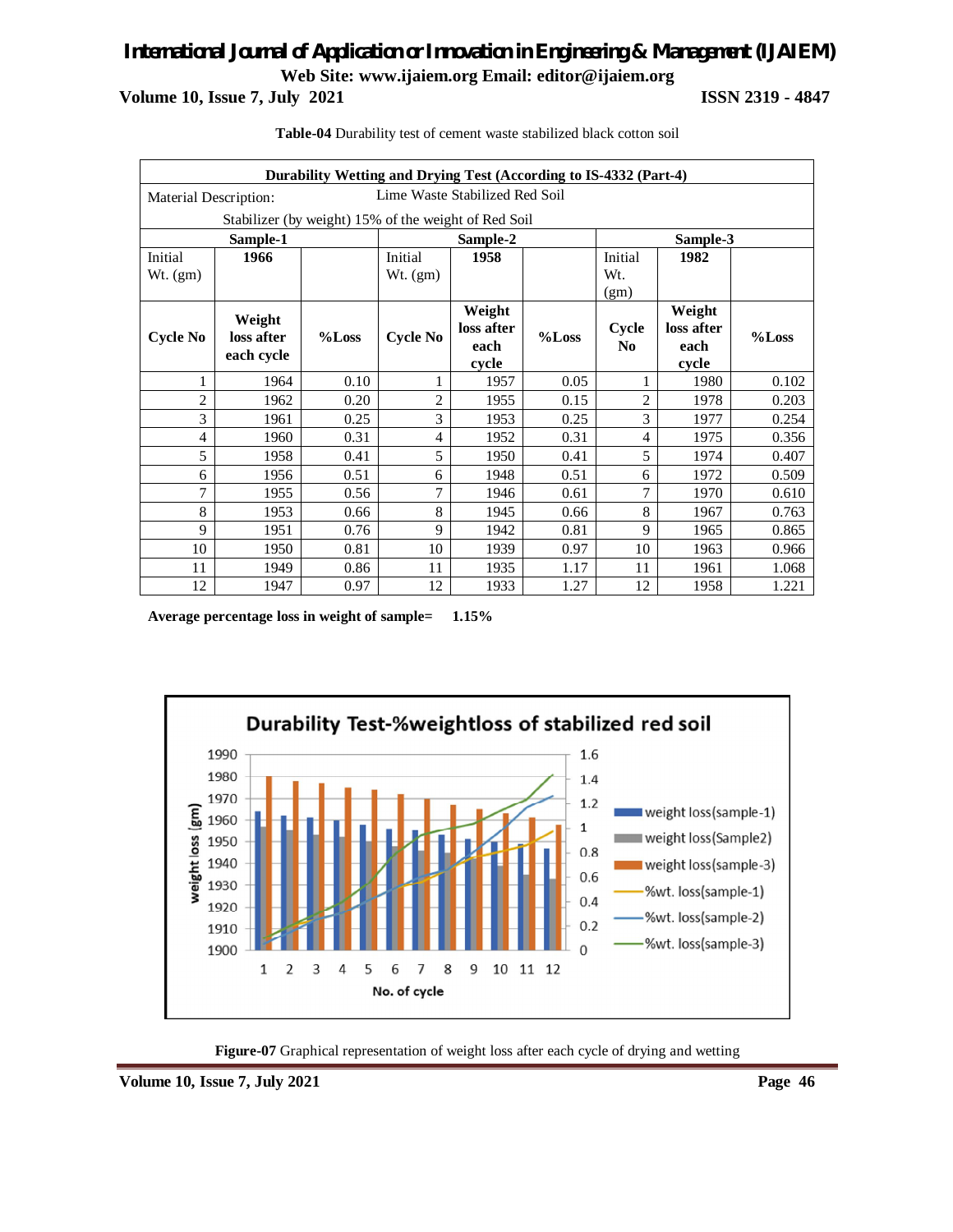**Table-04** Durability test of cement waste stabilized black cotton soil

| Durability Wetting and Drying Test (According to IS-4332 (Part-4) | | | | | | | | |
|---|---|---|---|---|---|---|---|---|
| Material Description: | | Lime Waste Stabilized Red Soil | | | | | | |
| Stabilizer (by weight) 15% of the weight of Red Soil | | | | | | | | |
| Sample-1 | | | Sample-2 | | | Sample-3 | | |
| Initial Wt. (gm) | **1966** | | Initial Wt. (gm) | **1958** | | Initial Wt. (gm) | **1982** | |
| **Cycle No** | **Weight loss after each cycle** | **%Loss** | **Cycle No** | **Weight loss after each cycle** | **%Loss** | **Cycle No** | **Weight loss after each cycle** | **%Loss** |
| 1 | 1964 | 0.10 | 1 | 1957 | 0.05 | 1 | 1980 | 0.102 |
| 2 | 1962 | 0.20 | 2 | 1955 | 0.15 | 2 | 1978 | 0.203 |
| 3 | 1961 | 0.25 | 3 | 1953 | 0.25 | 3 | 1977 | 0.254 |
| 4 | 1960 | 0.31 | 4 | 1952 | 0.31 | 4 | 1975 | 0.356 |
| 5 | 1958 | 0.41 | 5 | 1950 | 0.41 | 5 | 1974 | 0.407 |
| 6 | 1956 | 0.51 | 6 | 1948 | 0.51 | 6 | 1972 | 0.509 |
| 7 | 1955 | 0.56 | 7 | 1946 | 0.61 | 7 | 1970 | 0.610 |
| 8 | 1953 | 0.66 | 8 | 1945 | 0.66 | 8 | 1967 | 0.763 |
| 9 | 1951 | 0.76 | 9 | 1942 | 0.81 | 9 | 1965 | 0.865 |
| 10 | 1950 | 0.81 | 10 | 1939 | 0.97 | 10 | 1963 | 0.966 |
| 11 | 1949 | 0.86 | 11 | 1935 | 1.17 | 11 | 1961 | 1.068 |
| 12 | 1947 | 0.97 | 12 | 1933 | 1.27 | 12 | 1958 | 1.221 |

**Average percentage loss in weight of sample= 1.15%**

**Figure-07** Graphical representation of weight loss after each cycle of drying and wetting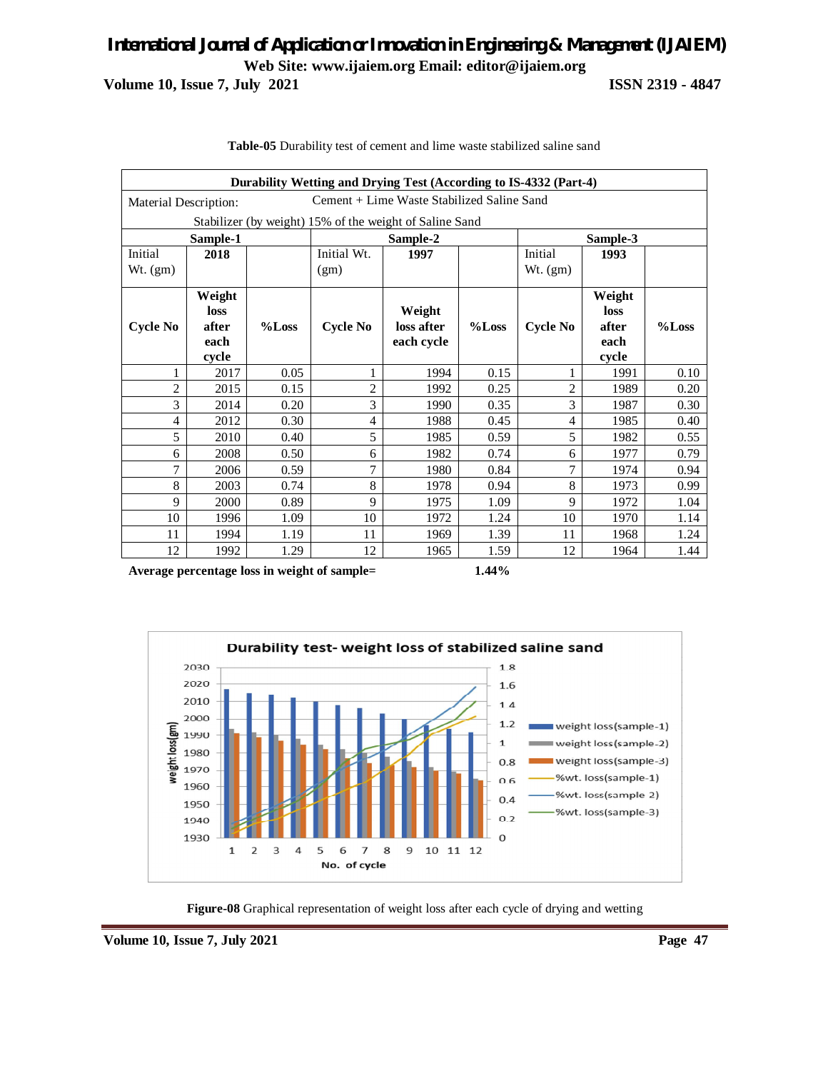**Table-05** Durability test of cement and lime waste stabilized saline sand

| Durability Wetting and Drying Test (According to IS-4332 (Part-4) | | | | | | | | |
|---|---|---|---|---|---|---|---|---|
| Material Description: Cement + Lime Waste Stabilized Saline Sand | | | | | | | | |
| Stabilizer (by weight) 15% of the weight of Saline Sand | | | | | | | | |
| **Sample-1** | | | **Sample-2** | | | **Sample-3** | | |
| Initial Wt. (gm) | **2018** | | Initial Wt. (gm) | **1997** | | Initial Wt. (gm) | **1993** | |
| **Cycle No** | **Weight loss after each cycle** | **%Loss** | **Cycle No** | **Weight loss after each cycle** | **%Loss** | **Cycle No** | **Weight loss after each cycle** | **%Loss** |
| 1 | 2017 | 0.05 | 1 | 1994 | 0.15 | 1 | 1991 | 0.10 |
| 2 | 2015 | 0.15 | 2 | 1992 | 0.25 | 2 | 1989 | 0.20 |
| 3 | 2014 | 0.20 | 3 | 1990 | 0.35 | 3 | 1987 | 0.30 |
| 4 | 2012 | 0.30 | 4 | 1988 | 0.45 | 4 | 1985 | 0.40 |
| 5 | 2010 | 0.40 | 5 | 1985 | 0.59 | 5 | 1982 | 0.55 |
| 6 | 2008 | 0.50 | 6 | 1982 | 0.74 | 6 | 1977 | 0.79 |
| 7 | 2006 | 0.59 | 7 | 1980 | 0.84 | 7 | 1974 | 0.94 |
| 8 | 2003 | 0.74 | 8 | 1978 | 0.94 | 8 | 1973 | 0.99 |
| 9 | 2000 | 0.89 | 9 | 1975 | 1.09 | 9 | 1972 | 1.04 |
| 10 | 1996 | 1.09 | 10 | 1972 | 1.24 | 10 | 1970 | 1.14 |
| 11 | 1994 | 1.19 | 11 | 1969 | 1.39 | 11 | 1968 | 1.24 |
| 12 | 1992 | 1.29 | 12 | 1965 | 1.59 | 12 | 1964 | 1.44 |

**Average percentage loss in weight of sample= 1.44%**

**Figure-08** Graphical representation of weight loss after each cycle of drying and wetting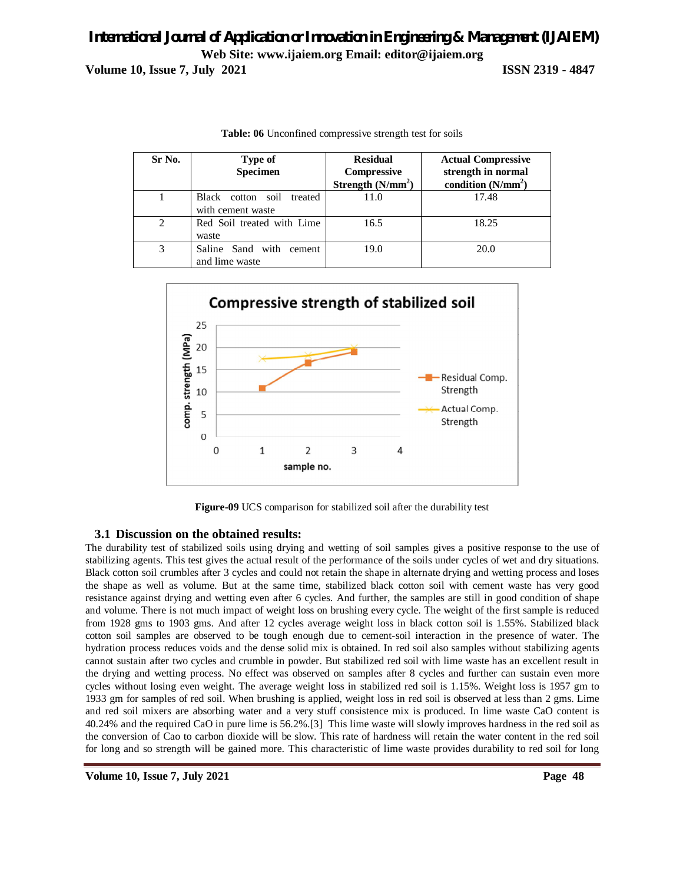**Table: 06** Unconfined compressive strength test for soils

| Sr No. | Type of Specimen | Residual Compressive Strength ($N/mm^2$) | Actual Compressive strength in normal condition ($N/mm^2$) |
|---|---|---|---|
| 1 | Black cotton soil treated with cement waste | 11.0 | 17.48 |
| 2 | Red Soil treated with Lime waste | 16.5 | 18.25 |
| 3 | Saline Sand with cement and lime waste | 19.0 | 20.0 |

**Figure-09** UCS comparison for stabilized soil after the durability test

## 3.1 Discussion on the obtained results:

The durability test of stabilized soils using drying and wetting of soil samples gives a positive response to the use of stabilizing agents. This test gives the actual result of the performance of the soils under cycles of wet and dry situations. Black cotton soil crumbles after 3 cycles and could not retain the shape in alternate drying and wetting process and loses the shape as well as volume. But at the same time, stabilized black cotton soil with cement waste has very good resistance against drying and wetting even after 6 cycles. And further, the samples are still in good condition of shape and volume. There is not much impact of weight loss on brushing every cycle. The weight of the first sample is reduced from 1928 gms to 1903 gms. And after 12 cycles average weight loss in black cotton soil is 1.55%. Stabilized black cotton soil samples are observed to be tough enough due to cement-soil interaction in the presence of water. The hydration process reduces voids and the dense solid mix is obtained. In red soil also samples without stabilizing agents cannot sustain after two cycles and crumble in powder. But stabilized red soil with lime waste has an excellent result in the drying and wetting process. No effect was observed on samples after 8 cycles and further can sustain even more cycles without losing even weight. The average weight loss in stabilized red soil is 1.15%. Weight loss is 1957 gm to 1933 gm for samples of red soil. When brushing is applied, weight loss in red soil is observed at less than 2 gms. Lime and red soil mixers are absorbing water and a very stuff consistence mix is produced. In lime waste CaO content is 40.24% and the required CaO in pure lime is 56.2%.[3] This lime waste will slowly improves hardness in the red soil as the conversion of Cao to carbon dioxide will be slow. This rate of hardness will retain the water content in the red soil for long and so strength will be gained more. This characteristic of lime waste provides durability to red soil for long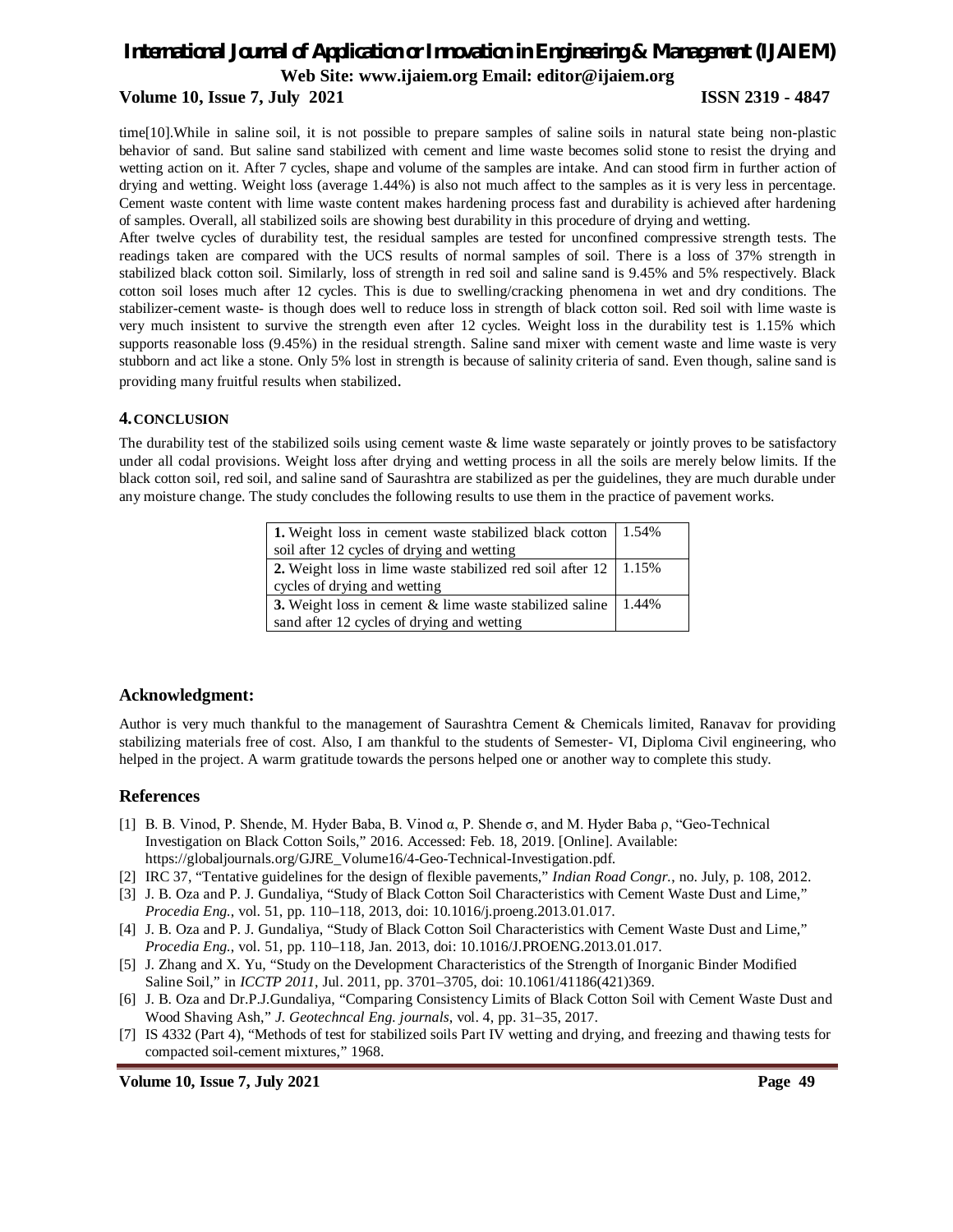time[10].While in saline soil, it is not possible to prepare samples of saline soils in natural state being non-plastic behavior of sand. But saline sand stabilized with cement and lime waste becomes solid stone to resist the drying and wetting action on it. After 7 cycles, shape and volume of the samples are intake. And can stood firm in further action of drying and wetting. Weight loss (average 1.44%) is also not much affect to the samples as it is very less in percentage. Cement waste content with lime waste content makes hardening process fast and durability is achieved after hardening of samples. Overall, all stabilized soils are showing best durability in this procedure of drying and wetting.

After twelve cycles of durability test, the residual samples are tested for unconfined compressive strength tests. The readings taken are compared with the UCS results of normal samples of soil. There is a loss of 37% strength in stabilized black cotton soil. Similarly, loss of strength in red soil and saline sand is 9.45% and 5% respectively. Black cotton soil loses much after 12 cycles. This is due to swelling/cracking phenomena in wet and dry conditions. The stabilizer-cement waste- is though does well to reduce loss in strength of black cotton soil. Red soil with lime waste is very much insistent to survive the strength even after 12 cycles. Weight loss in the durability test is 1.15% which supports reasonable loss (9.45%) in the residual strength. Saline sand mixer with cement waste and lime waste is very stubborn and act like a stone. Only 5% lost in strength is because of salinity criteria of sand. Even though, saline sand is providing many fruitful results when stabilized.

## 4. CONCLUSION

The durability test of the stabilized soils using cement waste & lime waste separately or jointly proves to be satisfactory under all codal provisions. Weight loss after drying and wetting process in all the soils are merely below limits. If the black cotton soil, red soil, and saline sand of Saurashtra are stabilized as per the guidelines, they are much durable under any moisture change. The study concludes the following results to use them in the practice of pavement works.

| | |
|---|---|
| **1.** Weight loss in cement waste stabilized black cotton soil after 12 cycles of drying and wetting | 1.54% |
| **2.** Weight loss in lime waste stabilized red soil after 12 cycles of drying and wetting | 1.15% |
| **3.** Weight loss in cement & lime waste stabilized saline sand after 12 cycles of drying and wetting | 1.44% |

## Acknowledgment:

Author is very much thankful to the management of Saurashtra Cement & Chemicals limited, Ranavav for providing stabilizing materials free of cost. Also, I am thankful to the students of Semester- VI, Diploma Civil engineering, who helped in the project. A warm gratitude towards the persons helped one or another way to complete this study.

## References

[1] B. B. Vinod, P. Shende, M. Hyder Baba, B. Vinod α, P. Shende σ, and M. Hyder Baba ρ, "Geo-Technical Investigation on Black Cotton Soils," 2016. Accessed: Feb. 18, 2019. [Online]. Available: https://globaljournals.org/GJRE_Volume16/4-Geo-Technical-Investigation.pdf.

[2] IRC 37, "Tentative guidelines for the design of flexible pavements," *Indian Road Congr.*, no. July, p. 108, 2012.

[3] J. B. Oza and P. J. Gundaliya, "Study of Black Cotton Soil Characteristics with Cement Waste Dust and Lime," *Procedia Eng.*, vol. 51, pp. 110–118, 2013, doi: 10.1016/j.proeng.2013.01.017.

[4] J. B. Oza and P. J. Gundaliya, "Study of Black Cotton Soil Characteristics with Cement Waste Dust and Lime," *Procedia Eng.*, vol. 51, pp. 110–118, Jan. 2013, doi: 10.1016/J.PROENG.2013.01.017.

[5] J. Zhang and X. Yu, "Study on the Development Characteristics of the Strength of Inorganic Binder Modified Saline Soil," in *ICCTP 2011*, Jul. 2011, pp. 3701–3705, doi: 10.1061/41186(421)369.

[6] J. B. Oza and Dr.P.J.Gundaliya, "Comparing Consistency Limits of Black Cotton Soil with Cement Waste Dust and Wood Shaving Ash," *J. Geotechncal Eng. journals*, vol. 4, pp. 31–35, 2017.

[7] IS 4332 (Part 4), "Methods of test for stabilized soils Part IV wetting and drying, and freezing and thawing tests for compacted soil-cement mixtures," 1968.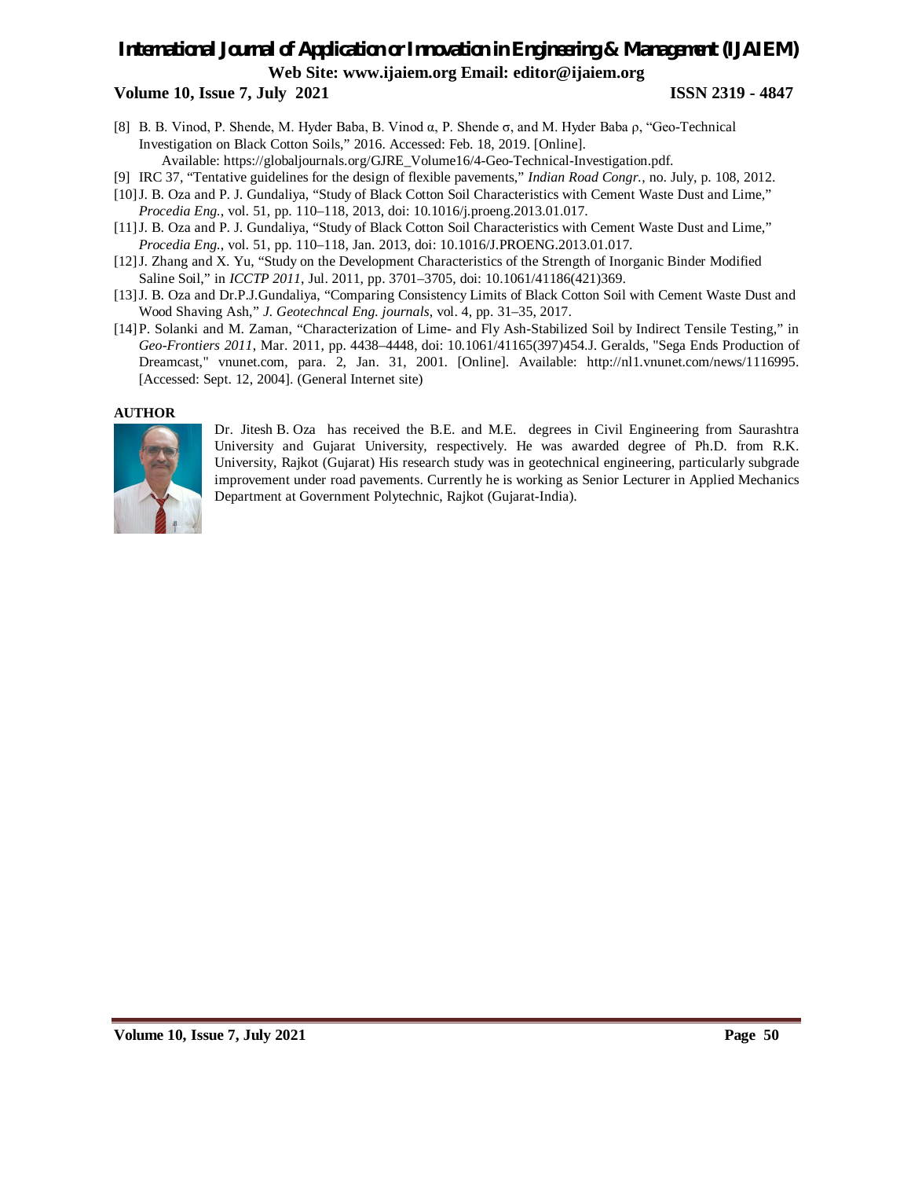[8] B. B. Vinod, P. Shende, M. Hyder Baba, B. Vinod α, P. Shende σ, and M. Hyder Baba ρ, "Geo-Technical Investigation on Black Cotton Soils," 2016. Accessed: Feb. 18, 2019. [Online]. Available: https://globaljournals.org/GJRE_Volume16/4-Geo-Technical-Investigation.pdf.

[9] IRC 37, "Tentative guidelines for the design of flexible pavements," *Indian Road Congr.*, no. July, p. 108, 2012.

[10] J. B. Oza and P. J. Gundaliya, "Study of Black Cotton Soil Characteristics with Cement Waste Dust and Lime," *Procedia Eng.*, vol. 51, pp. 110–118, 2013, doi: 10.1016/j.proeng.2013.01.017.

[11] J. B. Oza and P. J. Gundaliya, "Study of Black Cotton Soil Characteristics with Cement Waste Dust and Lime," *Procedia Eng.*, vol. 51, pp. 110–118, Jan. 2013, doi: 10.1016/J.PROENG.2013.01.017.

[12] J. Zhang and X. Yu, "Study on the Development Characteristics of the Strength of Inorganic Binder Modified Saline Soil," in *ICCTP 2011*, Jul. 2011, pp. 3701–3705, doi: 10.1061/41186(421)369.

[13] J. B. Oza and Dr.P.J.Gundaliya, "Comparing Consistency Limits of Black Cotton Soil with Cement Waste Dust and Wood Shaving Ash," *J. Geotechncal Eng. journals*, vol. 4, pp. 31–35, 2017.

[14] P. Solanki and M. Zaman, "Characterization of Lime- and Fly Ash-Stabilized Soil by Indirect Tensile Testing," in *Geo-Frontiers 2011*, Mar. 2011, pp. 4438–4448, doi: 10.1061/41165(397)454.J. Geralds, "Sega Ends Production of Dreamcast," vnunet.com, para. 2, Jan. 31, 2001. [Online]. Available: http://nl1.vnunet.com/news/1116995. [Accessed: Sept. 12, 2004]. (General Internet site)

**AUTHOR**

Dr. Jitesh B. Oza has received the B.E. and M.E. degrees in Civil Engineering from Saurashtra University and Gujarat University, respectively. He was awarded degree of Ph.D. from R.K. University, Rajkot (Gujarat) His research study was in geotechnical engineering, particularly subgrade improvement under road pavements. Currently he is working as Senior Lecturer in Applied Mechanics Department at Government Polytechnic, Rajkot (Gujarat-India).